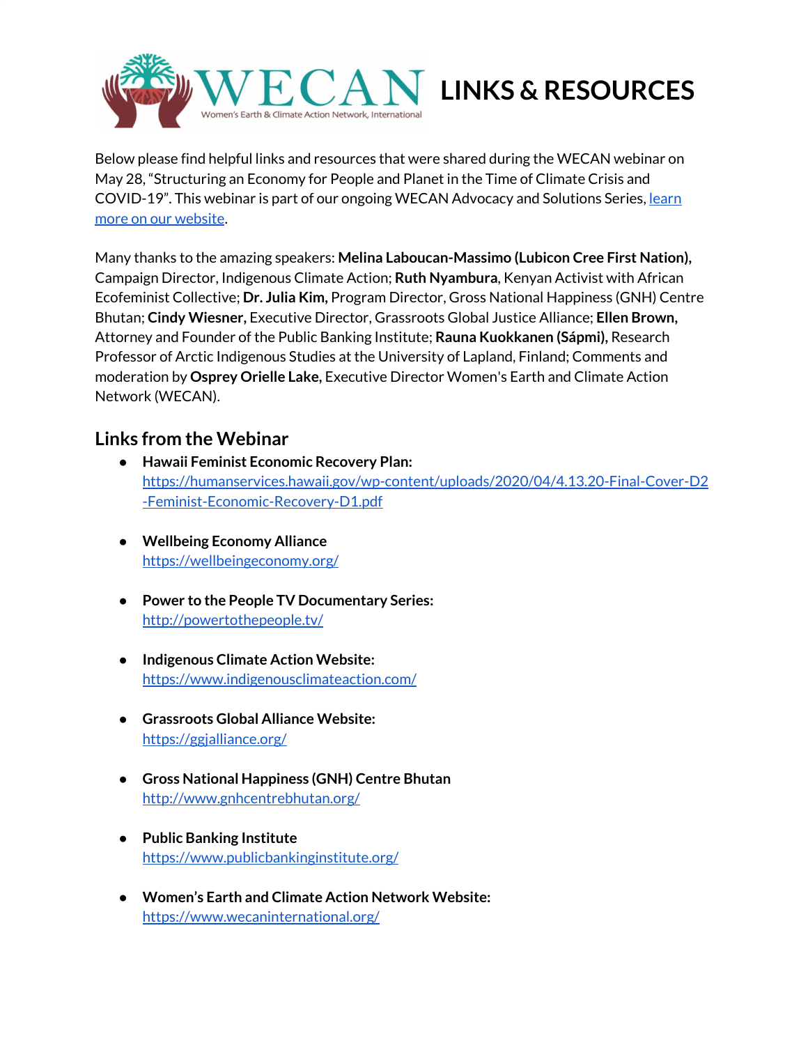# WECAN LINKS & RESOURCES

Below please find helpful links and resources that were shared during the WECAN webinar on May 28, "Structuring an Economy for People and Planet in the Time of Climate Crisis and COVID-19". This webinar is part of our ongoing WECAN Advocacy and Solutions Series, learn more on our website.

Many thanks to the amazing speakers: **Melina Laboucan-Massimo (Lubicon Cree First Nation),** Campaign Director, Indigenous Climate Action; **Ruth Nyambura**, Kenyan Activist with African Ecofeminist Collective; **Dr. Julia Kim,** Program Director, Gross National Happiness (GNH) Centre Bhutan; **Cindy Wiesner,** Executive Director, Grassroots Global Justice Alliance; **Ellen Brown,** Attorney and Founder of the Public Banking Institute; **Rauna Kuokkanen (Sápmi),** Research Professor of Arctic Indigenous Studies at the University of Lapland, Finland; Comments and moderation by **Osprey Orielle Lake,** Executive Director Women's Earth and Climate Action Network (WECAN).

## Links from the Webinar

- **Hawaii Feminist Economic Recovery Plan:** https://humanservices.hawaii.gov/wp-content/uploads/2020/04/4.13.20-Final-Cover-D2-Feminist-Economic-Recovery-D1.pdf
- **Wellbeing Economy Alliance** https://wellbeingeconomy.org/
- **Power to the People TV Documentary Series:** http://powertothepeople.tv/
- **Indigenous Climate Action Website:** https://www.indigenousclimateaction.com/
- **Grassroots Global Alliance Website:** https://ggjalliance.org/
- **Gross National Happiness (GNH) Centre Bhutan** http://www.gnhcentrebhutan.org/
- **Public Banking Institute** https://www.publicbankinginstitute.org/
- **Women's Earth and Climate Action Network Website:** https://www.wecaninternational.org/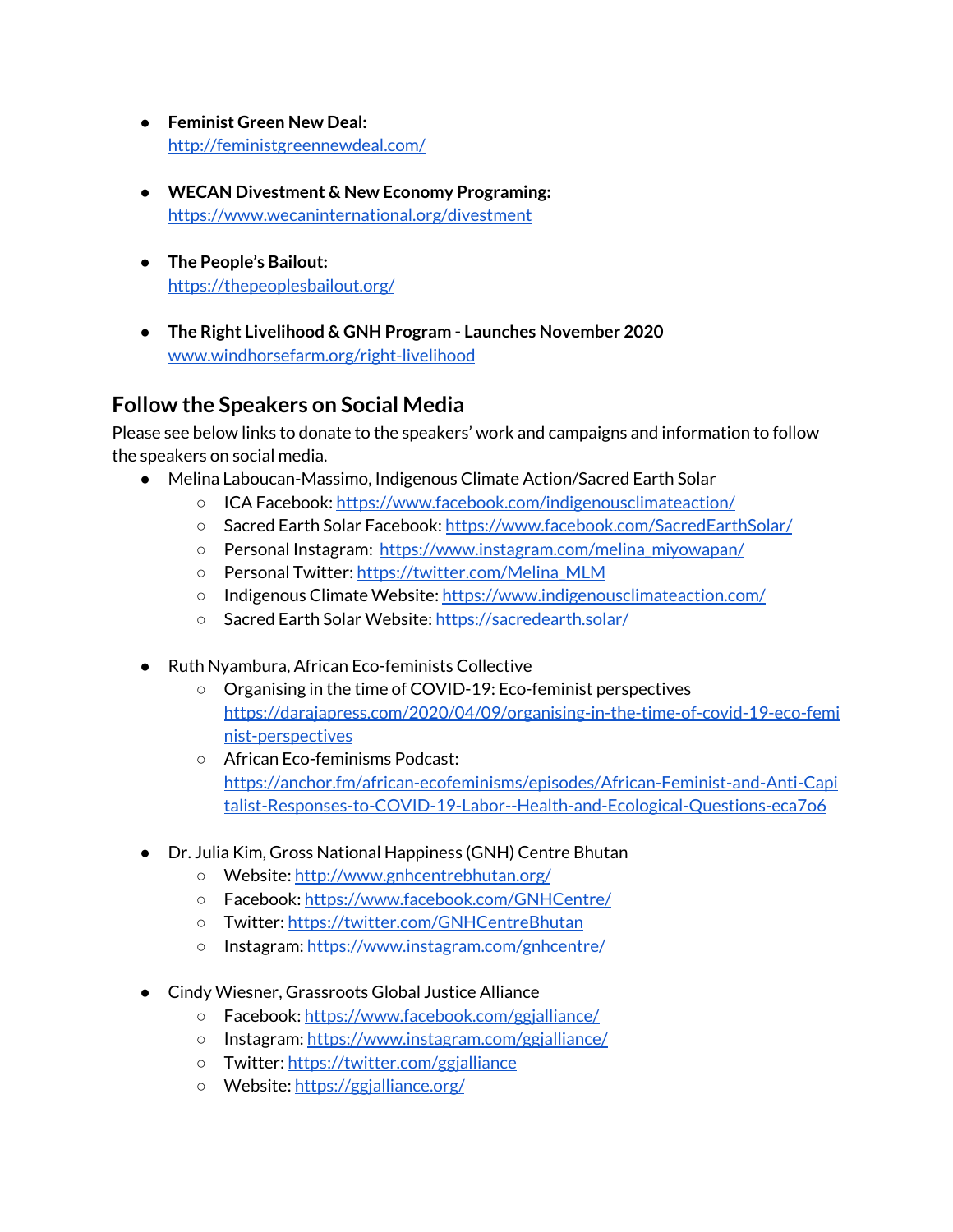- **Feminist Green New Deal:**
  http://feministgreennewdeal.com/

- **WECAN Divestment & New Economy Programing:**
  https://www.wecaninternational.org/divestment

- **The People's Bailout:**
  https://thepeoplesbailout.org/

- **The Right Livelihood & GNH Program - Launches November 2020**
  www.windhorsefarm.org/right-livelihood

## Follow the Speakers on Social Media

Please see below links to donate to the speakers' work and campaigns and information to follow the speakers on social media.

- Melina Laboucan-Massimo, Indigenous Climate Action/Sacred Earth Solar
  - ICA Facebook: https://www.facebook.com/indigenousclimateaction/
  - Sacred Earth Solar Facebook: https://www.facebook.com/SacredEarthSolar/
  - Personal Instagram: https://www.instagram.com/melina_miyowapan/
  - Personal Twitter: https://twitter.com/Melina_MLM
  - Indigenous Climate Website: https://www.indigenousclimateaction.com/
  - Sacred Earth Solar Website: https://sacredearth.solar/

- Ruth Nyambura, African Eco-feminists Collective
  - Organising in the time of COVID-19: Eco-feminist perspectives
    https://darajapress.com/2020/04/09/organising-in-the-time-of-covid-19-eco-feminist-perspectives
  - African Eco-feminisms Podcast:
    https://anchor.fm/african-ecofeminisms/episodes/African-Feminist-and-Anti-Capitalist-Responses-to-COVID-19-Labor--Health-and-Ecological-Questions-eca7o6

- Dr. Julia Kim, Gross National Happiness (GNH) Centre Bhutan
  - Website: http://www.gnhcentrebhutan.org/
  - Facebook: https://www.facebook.com/GNHCentre/
  - Twitter: https://twitter.com/GNHCentreBhutan
  - Instagram: https://www.instagram.com/gnhcentre/

- Cindy Wiesner, Grassroots Global Justice Alliance
  - Facebook: https://www.facebook.com/ggjalliance/
  - Instagram: https://www.instagram.com/ggjalliance/
  - Twitter: https://twitter.com/ggjalliance
  - Website: https://ggjalliance.org/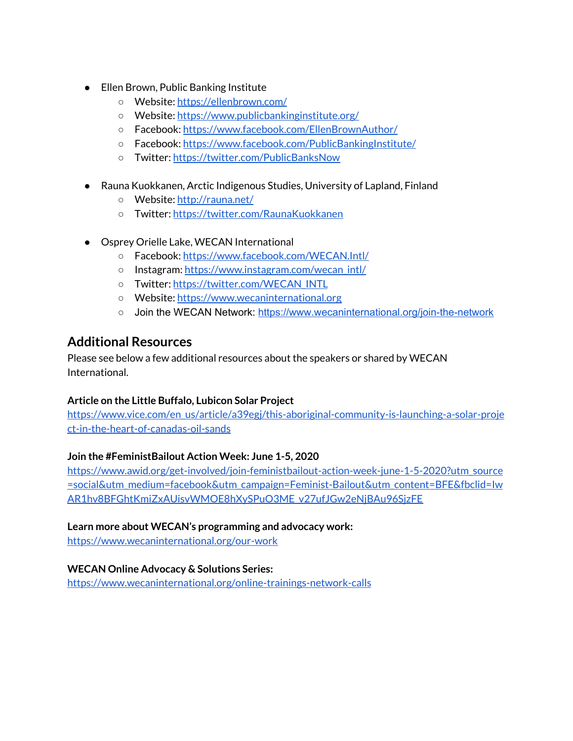- Ellen Brown, Public Banking Institute
  - Website: https://ellenbrown.com/
  - Website: https://www.publicbankinginstitute.org/
  - Facebook: https://www.facebook.com/EllenBrownAuthor/
  - Facebook: https://www.facebook.com/PublicBankingInstitute/
  - Twitter: https://twitter.com/PublicBanksNow

- Rauna Kuokkanen, Arctic Indigenous Studies, University of Lapland, Finland
  - Website: http://rauna.net/
  - Twitter: https://twitter.com/RaunaKuokkanen

- Osprey Orielle Lake, WECAN International
  - Facebook: https://www.facebook.com/WECAN.Intl/
  - Instagram: https://www.instagram.com/wecan_intl/
  - Twitter: https://twitter.com/WECAN_INTL
  - Website: https://www.wecaninternational.org
  - Join the WECAN Network: https://www.wecaninternational.org/join-the-network

## Additional Resources

Please see below a few additional resources about the speakers or shared by WECAN International.

**Article on the Little Buffalo, Lubicon Solar Project**
https://www.vice.com/en_us/article/a39egj/this-aboriginal-community-is-launching-a-solar-project-in-the-heart-of-canadas-oil-sands

**Join the #FeministBailout Action Week: June 1-5, 2020**
https://www.awid.org/get-involved/join-feministbailout-action-week-june-1-5-2020?utm_source=social&utm_medium=facebook&utm_campaign=Feminist-Bailout&utm_content=BFE&fbclid=IwAR1hv8BFGhtKmiZxAUisvWMOE8hXySPuO3ME_v27ufJGw2eNjBAu96SjzFE

**Learn more about WECAN's programming and advocacy work:**
https://www.wecaninternational.org/our-work

**WECAN Online Advocacy & Solutions Series:**
https://www.wecaninternational.org/online-trainings-network-calls